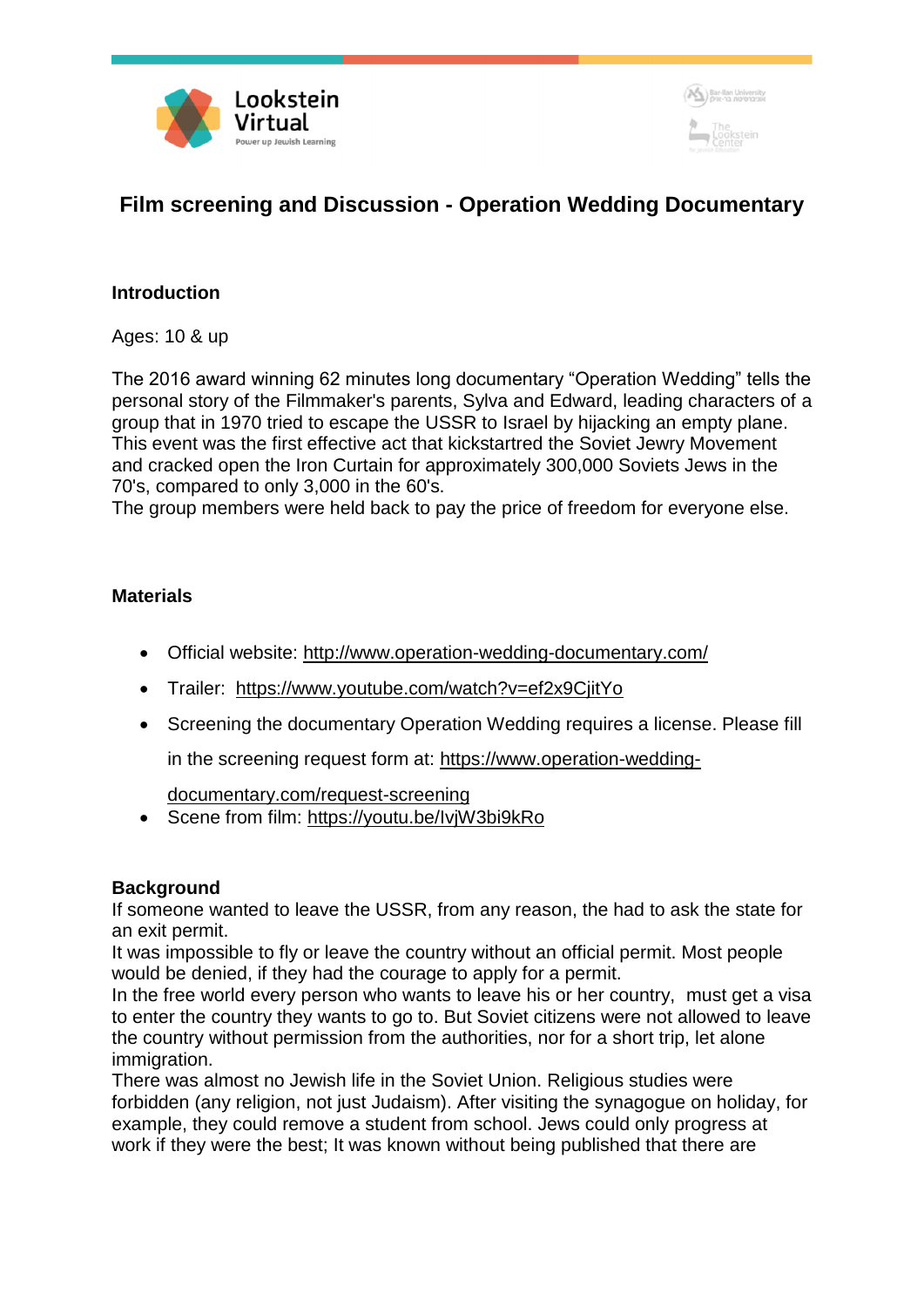# Film screening and Discussion - Operation Wedding Documentary

## Introduction

Ages: 10 & up

The 2016 award winning 62 minutes long documentary “Operation Wedding” tells the personal story of the Filmmaker's parents, Sylva and Edward, leading characters of a group that in 1970 tried to escape the USSR to Israel by hijacking an empty plane. This event was the first effective act that kickstartred the Soviet Jewry Movement and cracked open the Iron Curtain for approximately 300,000 Soviets Jews in the 70's, compared to only 3,000 in the 60's.
The group members were held back to pay the price of freedom for everyone else.

## Materials

- Official website: http://www.operation-wedding-documentary.com/
- Trailer: https://www.youtube.com/watch?v=ef2x9CjitYo
- Screening the documentary Operation Wedding requires a license. Please fill in the screening request form at: https://www.operation-wedding-documentary.com/request-screening
- Scene from film: https://youtu.be/IvjW3bi9kRo

## Background

If someone wanted to leave the USSR, from any reason, the had to ask the state for an exit permit.
It was impossible to fly or leave the country without an official permit. Most people would be denied, if they had the courage to apply for a permit.
In the free world every person who wants to leave his or her country, must get a visa to enter the country they wants to go to. But Soviet citizens were not allowed to leave the country without permission from the authorities, nor for a short trip, let alone immigration.
There was almost no Jewish life in the Soviet Union. Religious studies were forbidden (any religion, not just Judaism). After visiting the synagogue on holiday, for example, they could remove a student from school. Jews could only progress at work if they were the best; It was known without being published that there are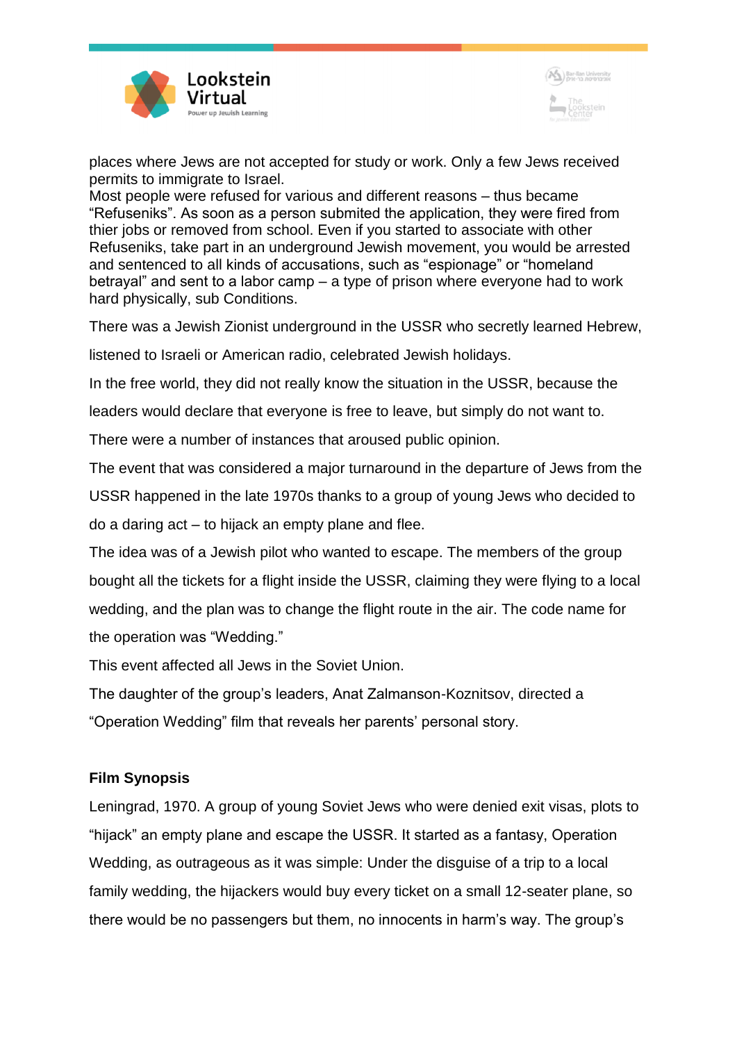places where Jews are not accepted for study or work. Only a few Jews received permits to immigrate to Israel.
Most people were refused for various and different reasons – thus became "Refuseniks". As soon as a person submited the application, they were fired from thier jobs or removed from school. Even if you started to associate with other Refuseniks, take part in an underground Jewish movement, you would be arrested and sentenced to all kinds of accusations, such as "espionage" or "homeland betrayal" and sent to a labor camp – a type of prison where everyone had to work hard physically, sub Conditions.

There was a Jewish Zionist underground in the USSR who secretly learned Hebrew, listened to Israeli or American radio, celebrated Jewish holidays.

In the free world, they did not really know the situation in the USSR, because the leaders would declare that everyone is free to leave, but simply do not want to.

There were a number of instances that aroused public opinion.

The event that was considered a major turnaround in the departure of Jews from the USSR happened in the late 1970s thanks to a group of young Jews who decided to do a daring act – to hijack an empty plane and flee.

The idea was of a Jewish pilot who wanted to escape. The members of the group bought all the tickets for a flight inside the USSR, claiming they were flying to a local wedding, and the plan was to change the flight route in the air. The code name for the operation was "Wedding."

This event affected all Jews in the Soviet Union.

The daughter of the group's leaders, Anat Zalmanson-Koznitsov, directed a "Operation Wedding" film that reveals her parents' personal story.

**Film Synopsis**

Leningrad, 1970. A group of young Soviet Jews who were denied exit visas, plots to "hijack" an empty plane and escape the USSR. It started as a fantasy, Operation Wedding, as outrageous as it was simple: Under the disguise of a trip to a local family wedding, the hijackers would buy every ticket on a small 12-seater plane, so there would be no passengers but them, no innocents in harm's way. The group's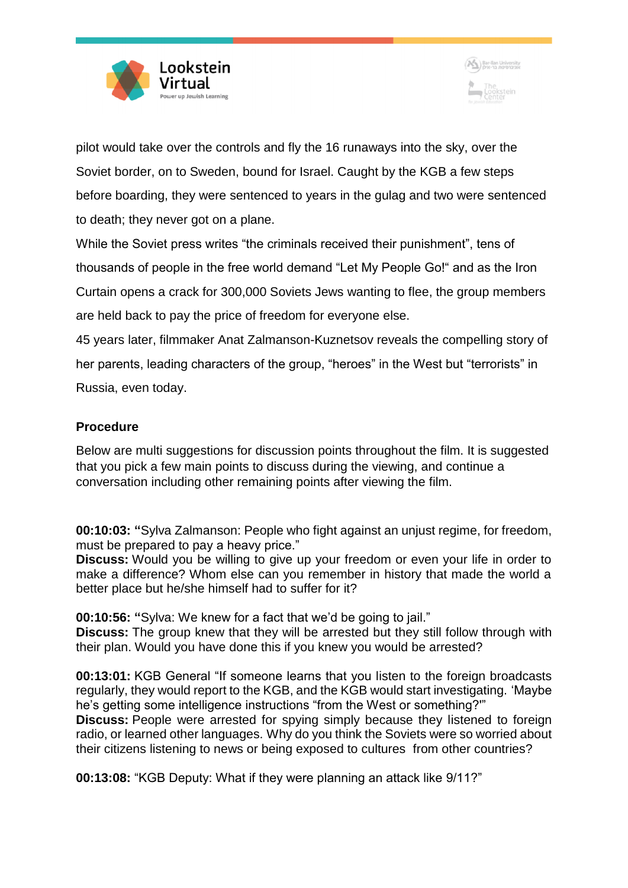pilot would take over the controls and fly the 16 runaways into the sky, over the Soviet border, on to Sweden, bound for Israel. Caught by the KGB a few steps before boarding, they were sentenced to years in the gulag and two were sentenced to death; they never got on a plane.

While the Soviet press writes "the criminals received their punishment", tens of thousands of people in the free world demand "Let My People Go!" and as the Iron Curtain opens a crack for 300,000 Soviets Jews wanting to flee, the group members are held back to pay the price of freedom for everyone else.

45 years later, filmmaker Anat Zalmanson-Kuznetsov reveals the compelling story of her parents, leading characters of the group, "heroes" in the West but "terrorists" in Russia, even today.

**Procedure**

Below are multi suggestions for discussion points throughout the film. It is suggested that you pick a few main points to discuss during the viewing, and continue a conversation including other remaining points after viewing the film.

**00:10:03: "**Sylva Zalmanson: People who fight against an unjust regime, for freedom, must be prepared to pay a heavy price."
**Discuss:** Would you be willing to give up your freedom or even your life in order to make a difference? Whom else can you remember in history that made the world a better place but he/she himself had to suffer for it?

**00:10:56: "**Sylva: We knew for a fact that we'd be going to jail."
**Discuss:** The group knew that they will be arrested but they still follow through with their plan. Would you have done this if you knew you would be arrested?

**00:13:01:** KGB General "If someone learns that you listen to the foreign broadcasts regularly, they would report to the KGB, and the KGB would start investigating. 'Maybe he's getting some intelligence instructions "from the West or something?'"
**Discuss:** People were arrested for spying simply because they listened to foreign radio, or learned other languages. Why do you think the Soviets were so worried about their citizens listening to news or being exposed to cultures from other countries?

**00:13:08:** "KGB Deputy: What if they were planning an attack like 9/11?"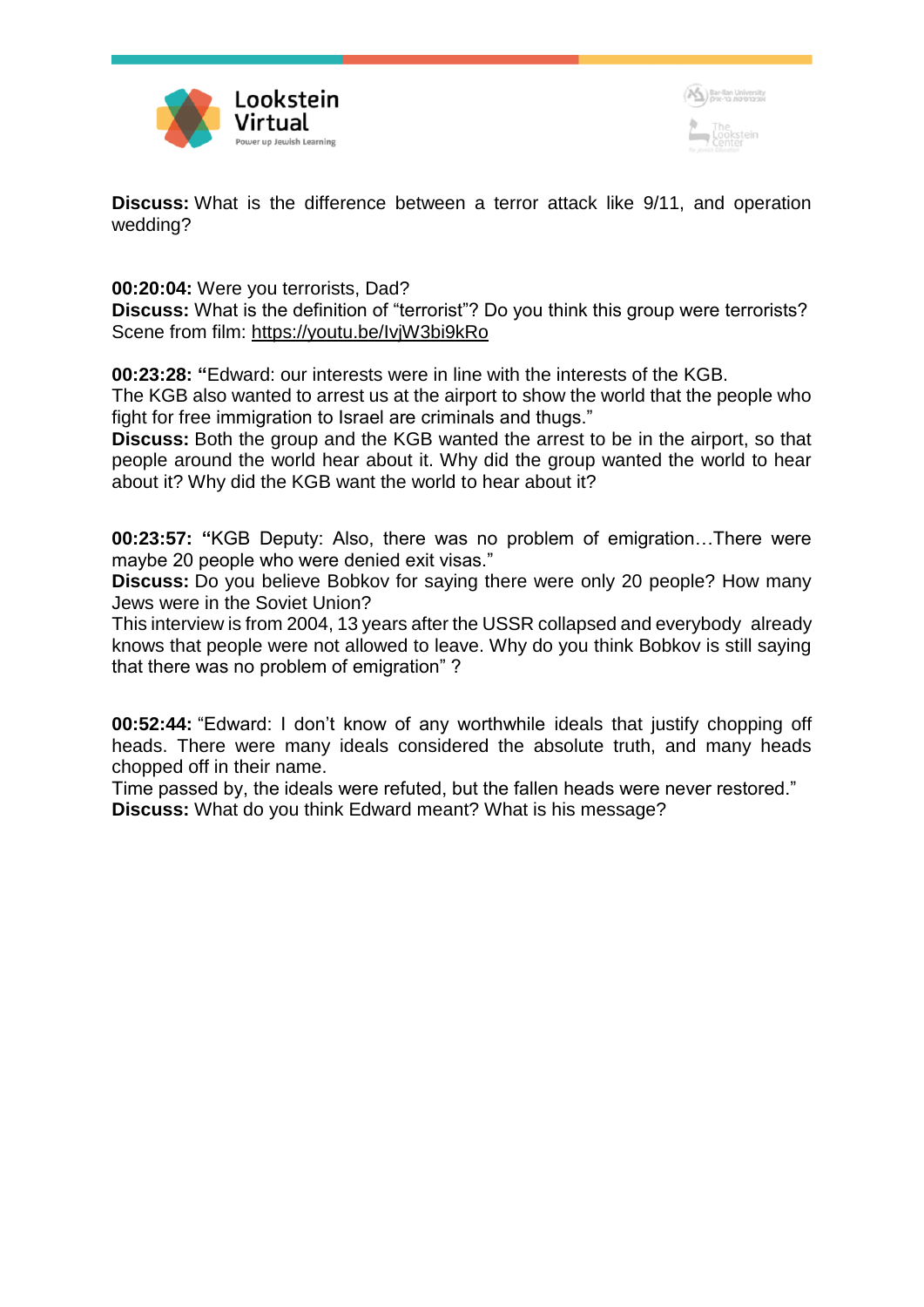**Discuss:** What is the difference between a terror attack like 9/11, and operation wedding?

**00:20:04:** Were you terrorists, Dad?
**Discuss:** What is the definition of "terrorist"? Do you think this group were terrorists?
Scene from film: https://youtu.be/IvjW3bi9kRo

**00:23:28: "**Edward: our interests were in line with the interests of the KGB.
The KGB also wanted to arrest us at the airport to show the world that the people who fight for free immigration to Israel are criminals and thugs."
**Discuss:** Both the group and the KGB wanted the arrest to be in the airport, so that people around the world hear about it. Why did the group wanted the world to hear about it? Why did the KGB want the world to hear about it?

**00:23:57: "**KGB Deputy: Also, there was no problem of emigration…There were maybe 20 people who were denied exit visas."
**Discuss:** Do you believe Bobkov for saying there were only 20 people? How many Jews were in the Soviet Union?
This interview is from 2004, 13 years after the USSR collapsed and everybody already knows that people were not allowed to leave. Why do you think Bobkov is still saying that there was no problem of emigration" ?

**00:52:44:** "Edward: I don't know of any worthwhile ideals that justify chopping off heads. There were many ideals considered the absolute truth, and many heads chopped off in their name.
Time passed by, the ideals were refuted, but the fallen heads were never restored."
**Discuss:** What do you think Edward meant? What is his message?